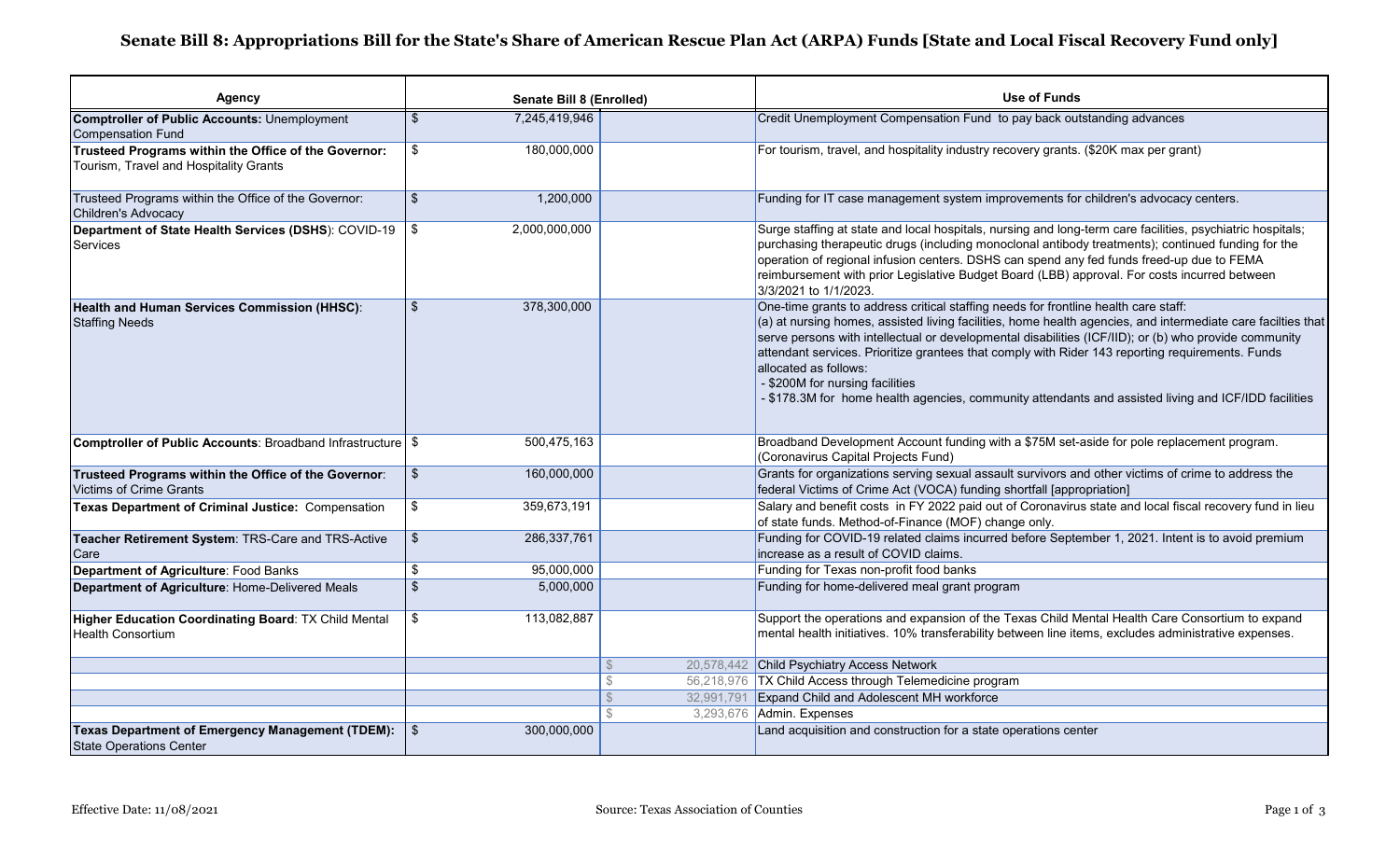# Senate Bill 8: Appropriations Bill for the State's Share of American Rescue Plan Act (ARPA) Funds [State and Local Fiscal Recovery Fund only]

| Agency | Senate Bill 8 (Enrolled) | | Use of Funds |
|---|---|---|---|
| **Comptroller of Public Accounts:** Unemployment Compensation Fund | $ 7,245,419,946 | | Credit Unemployment Compensation Fund to pay back outstanding advances |
| **Trusteed Programs within the Office of the Governor:** Tourism, Travel and Hospitality Grants | $ 180,000,000 | | For tourism, travel, and hospitality industry recovery grants. ($20K max per grant) |
| Trusteed Programs within the Office of the Governor: Children's Advocacy | $ 1,200,000 | | Funding for IT case management system improvements for children's advocacy centers. |
| **Department of State Health Services (DSHS)**: COVID-19 Services | $ 2,000,000,000 | | Surge staffing at state and local hospitals, nursing and long-term care facilities, psychiatric hospitals; purchasing therapeutic drugs (including monoclonal antibody treatments); continued funding for the operation of regional infusion centers. DSHS can spend any fed funds freed-up due to FEMA reimbursement with prior Legislative Budget Board (LBB) approval. For costs incurred between 3/3/2021 to 1/1/2023. |
| **Health and Human Services Commission (HHSC)**: Staffing Needs | $ 378,300,000 | | One-time grants to address critical staffing needs for frontline health care staff: (a) at nursing homes, assisted living facilities, home health agencies, and intermediate care facilties that serve persons with intellectual or developmental disabilities (ICF/IID); or (b) who provide community attendant services. Prioritize grantees that comply with Rider 143 reporting requirements. Funds allocated as follows: - $200M for nursing facilities - $178.3M for home health agencies, community attendants and assisted living and ICF/IDD facilities |
| **Comptroller of Public Accounts**: Broadband Infrastructure | $ 500,475,163 | | Broadband Development Account funding with a $75M set-aside for pole replacement program. (Coronavirus Capital Projects Fund) |
| **Trusteed Programs within the Office of the Governor**: Victims of Crime Grants | $ 160,000,000 | | Grants for organizations serving sexual assault survivors and other victims of crime to address the federal Victims of Crime Act (VOCA) funding shortfall [appropriation] |
| **Texas Department of Criminal Justice:** Compensation | $ 359,673,191 | | Salary and benefit costs in FY 2022 paid out of Coronavirus state and local fiscal recovery fund in lieu of state funds. Method-of-Finance (MOF) change only. |
| **Teacher Retirement System**: TRS-Care and TRS-Active Care | $ 286,337,761 | | Funding for COVID-19 related claims incurred before September 1, 2021. Intent is to avoid premium increase as a result of COVID claims. |
| **Department of Agriculture**: Food Banks | $ 95,000,000 | | Funding for Texas non-profit food banks |
| **Department of Agriculture**: Home-Delivered Meals | $ 5,000,000 | | Funding for home-delivered meal grant program |
| **Higher Education Coordinating Board**: TX Child Mental Health Consortium | $ 113,082,887 | | Support the operations and expansion of the Texas Child Mental Health Care Consortium to expand mental health initiatives. 10% transferability between line items, excludes administrative expenses. |
| | | $ 20,578,442 | Child Psychiatry Access Network |
| | | $ 56,218,976 | TX Child Access through Telemedicine program |
| | | $ 32,991,791 | Expand Child and Adolescent MH workforce |
| | | $ 3,293,676 | Admin. Expenses |
| **Texas Department of Emergency Management (TDEM):** State Operations Center | $ 300,000,000 | | Land acquisition and construction for a state operations center |

Effective Date: 11/08/2021 Source: Texas Association of Counties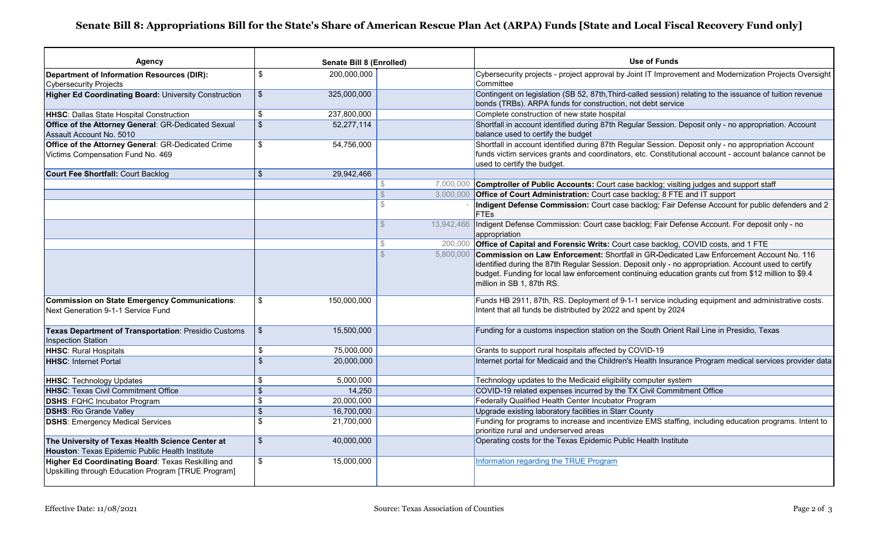# Senate Bill 8: Appropriations Bill for the State's Share of American Rescue Plan Act (ARPA) Funds [State and Local Fiscal Recovery Fund only]

| Agency | Senate Bill 8 (Enrolled) | | Use of Funds |
|---|---|---|---|
| **Department of Information Resources (DIR):** Cybersecurity Projects | $ 200,000,000 | | Cybersecurity projects - project approval by Joint IT Improvement and Modernization Projects Oversight Committee |
| **Higher Ed Coordinating Board:** University Construction | $ 325,000,000 | | Contingent on legislation (SB 52, 87th,Third-called session) relating to the issuance of tuition revenue bonds (TRBs). ARPA funds for construction, not debt service |
| **HHSC**: Dallas State Hospital Construction | $ 237,800,000 | | Complete construction of new state hospital |
| **Office of the Attorney General**: GR-Dedicated Sexual Assault Account No. 5010 | $ 52,277,114 | | Shortfall in account identified during 87th Regular Session. Deposit only - no appropriation. Account balance used to certify the budget |
| **Office of the Attorney General**: GR-Dedicated Crime Victims Compensation Fund No. 469 | $ 54,756,000 | | Shortfall in account identified during 87th Regular Session. Deposit only - no appropriation Account funds victim services grants and coordinators, etc. Constitutional account - account balance cannot be used to certify the budget. |
| **Court Fee Shortfall:** Court Backlog | $ 29,942,466 | | |
| | | $ 7,000,000 | **Comptroller of Public Accounts:** Court case backlog; visiting judges and support staff |
| | | $ 3,000,000 | **Office of Court Administration:** Court case backlog; 8 FTE and IT support |
| | | $ - | **Indigent Defense Commission:** Court case backlog; Fair Defense Account for public defenders and 2 FTEs |
| | | $ 13,942,466 | Indigent Defense Commission: Court case backlog; Fair Defense Account. For deposit only - no appropriation |
| | | $ 200,000 | **Office of Capital and Forensic Writs:** Court case backlog, COVID costs, and 1 FTE |
| | | $ 5,800,000 | **Commission on Law Enforcement:** Shortfall in GR-Dedicated Law Enforcement Account No. 116 identified during the 87th Regular Session. Deposit only - no appropriation. Account used to certify budget. Funding for local law enforcement continuing education grants cut from $12 million to $9.4 million in SB 1, 87th RS. |
| **Commission on State Emergency Communications**: Next Generation 9-1-1 Service Fund | $ 150,000,000 | | Funds HB 2911, 87th, RS. Deployment of 9-1-1 service including equipment and administrative costs. Intent that all funds be distributed by 2022 and spent by 2024 |
| **Texas Department of Transportation**: Presidio Customs Inspection Station | $ 15,500,000 | | Funding for a customs inspection station on the South Orient Rail Line in Presidio, Texas |
| **HHSC**: Rural Hospitals | $ 75,000,000 | | Grants to support rural hospitals affected by COVID-19 |
| **HHSC**: Internet Portal | $ 20,000,000 | | Internet portal for Medicaid and the Children's Health Insurance Program medical services provider data |
| **HHSC**: Technology Updates | $ 5,000,000 | | Technology updates to the Medicaid eligibility computer system |
| **HHSC**: Texas Civil Commitment Office | $ 14,250 | | COVID-19 related expenses incurred by the TX Civil Commitment Office |
| **DSHS**: FQHC Incubator Program | $ 20,000,000 | | Federally Qualified Health Center Incubator Program |
| **DSHS**: Rio Grande Valley | $ 16,700,000 | | Upgrade existing laboratory facilities in Starr County |
| **DSHS**: Emergency Medical Services | $ 21,700,000 | | Funding for programs to increase and incentivize EMS staffing, including education programs. Intent to prioritize rural and underserved areas |
| **The University of Texas Health Science Center at Houston**: Texas Epidemic Public Health Institute | $ 40,000,000 | | Operating costs for the Texas Epidemic Public Health Institute |
| **Higher Ed Coordinating Board**: Texas Reskilling and Upskilling through Education Program [TRUE Program] | $ 15,000,000 | | Information regarding the TRUE Program |

Effective Date: 11/08/2021 Source: Texas Association of Counties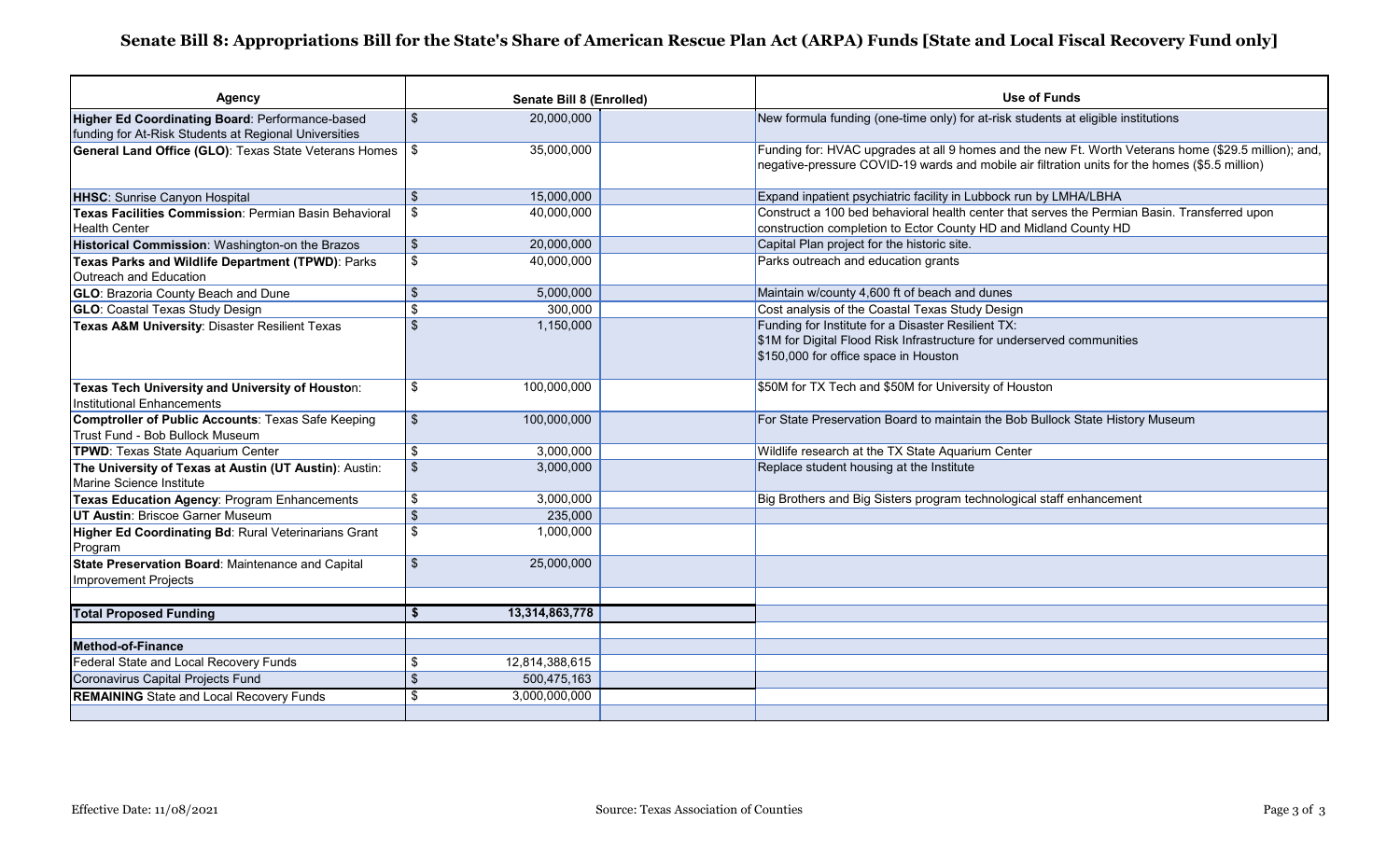# Senate Bill 8: Appropriations Bill for the State's Share of American Rescue Plan Act (ARPA) Funds [State and Local Fiscal Recovery Fund only]

| Agency | Senate Bill 8 (Enrolled) | | Use of Funds |
|---|---|---|---|
| **Higher Ed Coordinating Board**: Performance-based funding for At-Risk Students at Regional Universities | $ 20,000,000 | | New formula funding (one-time only) for at-risk students at eligible institutions |
| **General Land Office (GLO)**: Texas State Veterans Homes | $ 35,000,000 | | Funding for: HVAC upgrades at all 9 homes and the new Ft. Worth Veterans home ($29.5 million); and, negative-pressure COVID-19 wards and mobile air filtration units for the homes ($5.5 million) |
| **HHSC**: Sunrise Canyon Hospital | $ 15,000,000 | | Expand inpatient psychiatric facility in Lubbock run by LMHA/LBHA |
| **Texas Facilities Commission**: Permian Basin Behavioral Health Center | $ 40,000,000 | | Construct a 100 bed behavioral health center that serves the Permian Basin. Transferred upon construction completion to Ector County HD and Midland County HD |
| **Historical Commission**: Washington-on the Brazos | $ 20,000,000 | | Capital Plan project for the historic site. |
| **Texas Parks and Wildlife Department (TPWD)**: Parks Outreach and Education | $ 40,000,000 | | Parks outreach and education grants |
| **GLO**: Brazoria County Beach and Dune | $ 5,000,000 | | Maintain w/county 4,600 ft of beach and dunes |
| **GLO**: Coastal Texas Study Design | $ 300,000 | | Cost analysis of the Coastal Texas Study Design |
| **Texas A&M University**: Disaster Resilient Texas | $ 1,150,000 | | Funding for Institute for a Disaster Resilient TX:<br>$1M for Digital Flood Risk Infrastructure for underserved communities<br>$150,000 for office space in Houston |
| **Texas Tech University and University of Houston**: Institutional Enhancements | $ 100,000,000 | | $50M for TX Tech and $50M for University of Houston |
| **Comptroller of Public Accounts**: Texas Safe Keeping Trust Fund - Bob Bullock Museum | $ 100,000,000 | | For State Preservation Board to maintain the Bob Bullock State History Museum |
| **TPWD**: Texas State Aquarium Center | $ 3,000,000 | | Wildlife research at the TX State Aquarium Center |
| **The University of Texas at Austin (UT Austin)**: Austin: Marine Science Institute | $ 3,000,000 | | Replace student housing at the Institute |
| **Texas Education Agency**: Program Enhancements | $ 3,000,000 | | Big Brothers and Big Sisters program technological staff enhancement |
| **UT Austin**: Briscoe Garner Museum | $ 235,000 | | |
| **Higher Ed Coordinating Bd**: Rural Veterinarians Grant Program | $ 1,000,000 | | |
| **State Preservation Board**: Maintenance and Capital Improvement Projects | $ 25,000,000 | | |
| | | | |
| **Total Proposed Funding** | **$ 13,314,863,778** | | |
| | | | |
| **Method-of-Finance** | | | |
| Federal State and Local Recovery Funds | $ 12,814,388,615 | | |
| Coronavirus Capital Projects Fund | $ 500,475,163 | | |
| **REMAINING** State and Local Recovery Funds | $ 3,000,000,000 | | |

Effective Date: 11/08/2021

Source: Texas Association of Counties